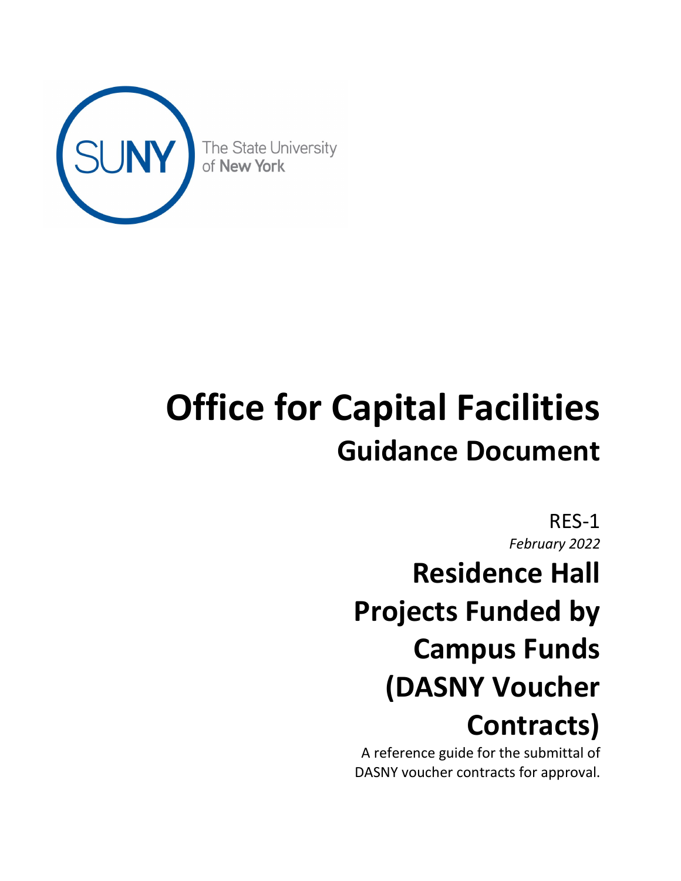SUNY The State University of New York

# Office for Capital Facilities

## Guidance Document

RES-1

*February 2022*

# Residence Hall Projects Funded by Campus Funds (DASNY Voucher Contracts)

A reference guide for the submittal of DASNY voucher contracts for approval.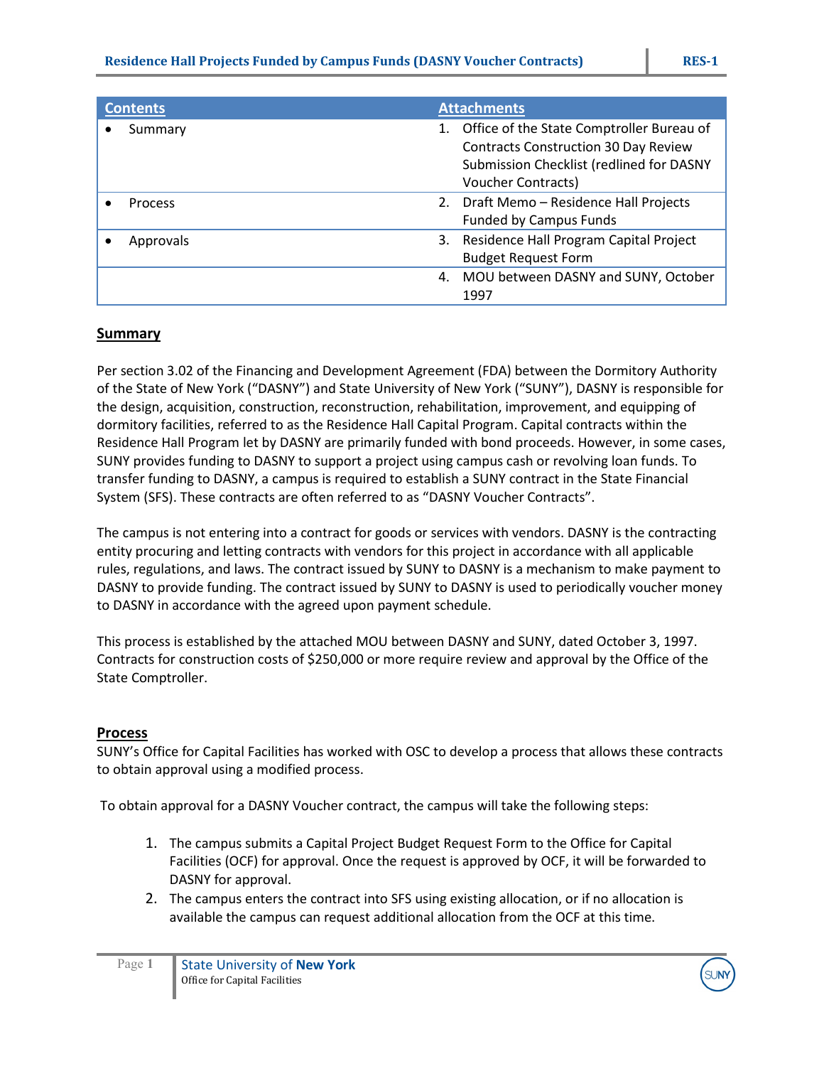| Contents | Attachments |
| --- | --- |
| • Summary | 1. Office of the State Comptroller Bureau of Contracts Construction 30 Day Review Submission Checklist (redlined for DASNY Voucher Contracts) |
| • Process | 2. Draft Memo – Residence Hall Projects Funded by Campus Funds |
| • Approvals | 3. Residence Hall Program Capital Project Budget Request Form |
| | 4. MOU between DASNY and SUNY, October 1997 |

## Summary

Per section 3.02 of the Financing and Development Agreement (FDA) between the Dormitory Authority of the State of New York ("DASNY") and State University of New York ("SUNY"), DASNY is responsible for the design, acquisition, construction, reconstruction, rehabilitation, improvement, and equipping of dormitory facilities, referred to as the Residence Hall Capital Program. Capital contracts within the Residence Hall Program let by DASNY are primarily funded with bond proceeds. However, in some cases, SUNY provides funding to DASNY to support a project using campus cash or revolving loan funds. To transfer funding to DASNY, a campus is required to establish a SUNY contract in the State Financial System (SFS). These contracts are often referred to as "DASNY Voucher Contracts".

The campus is not entering into a contract for goods or services with vendors. DASNY is the contracting entity procuring and letting contracts with vendors for this project in accordance with all applicable rules, regulations, and laws. The contract issued by SUNY to DASNY is a mechanism to make payment to DASNY to provide funding. The contract issued by SUNY to DASNY is used to periodically voucher money to DASNY in accordance with the agreed upon payment schedule.

This process is established by the attached MOU between DASNY and SUNY, dated October 3, 1997. Contracts for construction costs of $250,000 or more require review and approval by the Office of the State Comptroller.

## Process

SUNY's Office for Capital Facilities has worked with OSC to develop a process that allows these contracts to obtain approval using a modified process.

To obtain approval for a DASNY Voucher contract, the campus will take the following steps:

1. The campus submits a Capital Project Budget Request Form to the Office for Capital Facilities (OCF) for approval. Once the request is approved by OCF, it will be forwarded to DASNY for approval.
2. The campus enters the contract into SFS using existing allocation, or if no allocation is available the campus can request additional allocation from the OCF at this time.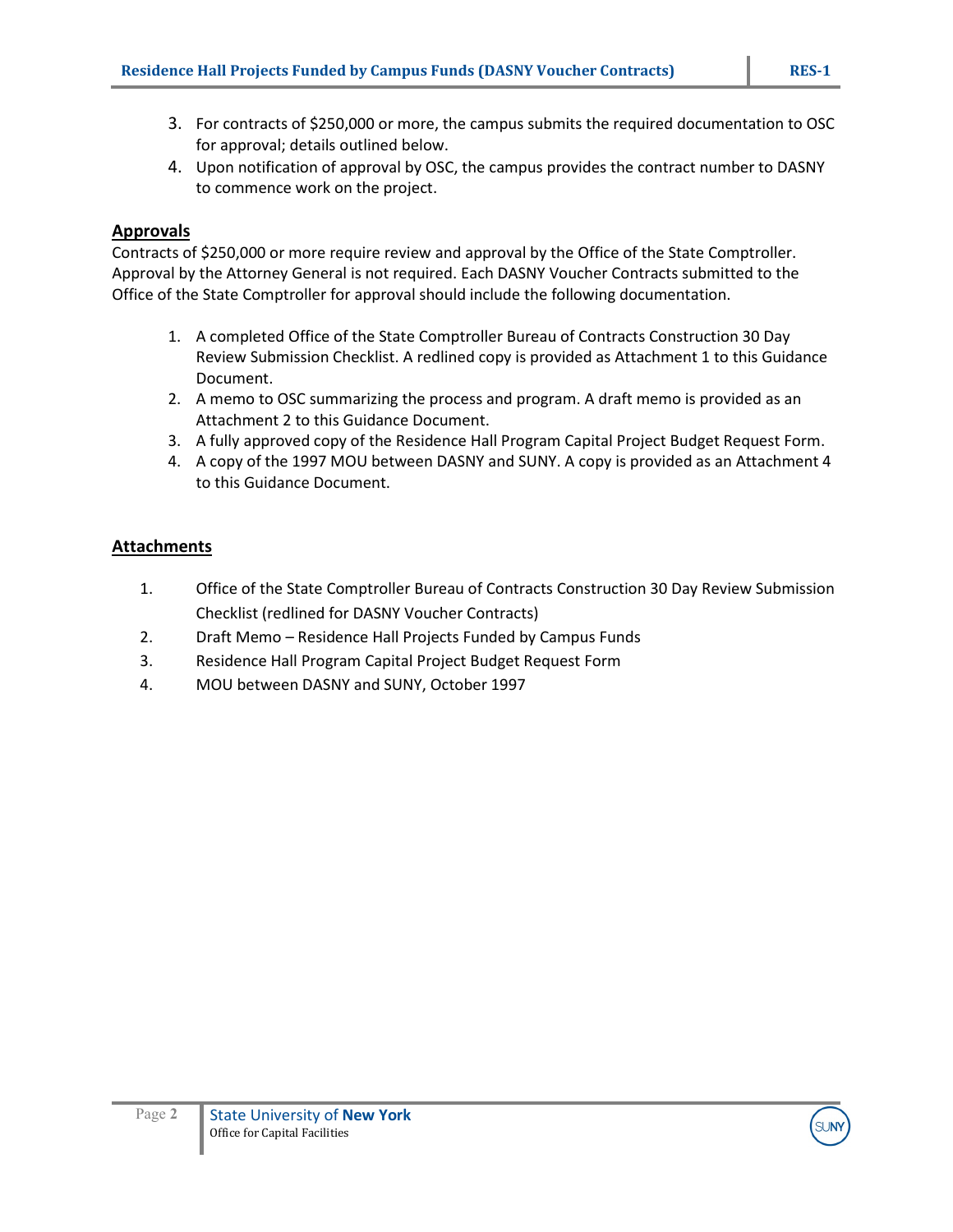3. For contracts of $250,000 or more, the campus submits the required documentation to OSC for approval; details outlined below.
4. Upon notification of approval by OSC, the campus provides the contract number to DASNY to commence work on the project.

## Approvals

Contracts of $250,000 or more require review and approval by the Office of the State Comptroller. Approval by the Attorney General is not required. Each DASNY Voucher Contracts submitted to the Office of the State Comptroller for approval should include the following documentation.

1. A completed Office of the State Comptroller Bureau of Contracts Construction 30 Day Review Submission Checklist. A redlined copy is provided as Attachment 1 to this Guidance Document.
2. A memo to OSC summarizing the process and program. A draft memo is provided as an Attachment 2 to this Guidance Document.
3. A fully approved copy of the Residence Hall Program Capital Project Budget Request Form.
4. A copy of the 1997 MOU between DASNY and SUNY. A copy is provided as an Attachment 4 to this Guidance Document.

## Attachments

1. Office of the State Comptroller Bureau of Contracts Construction 30 Day Review Submission Checklist (redlined for DASNY Voucher Contracts)
2. Draft Memo – Residence Hall Projects Funded by Campus Funds
3. Residence Hall Program Capital Project Budget Request Form
4. MOU between DASNY and SUNY, October 1997